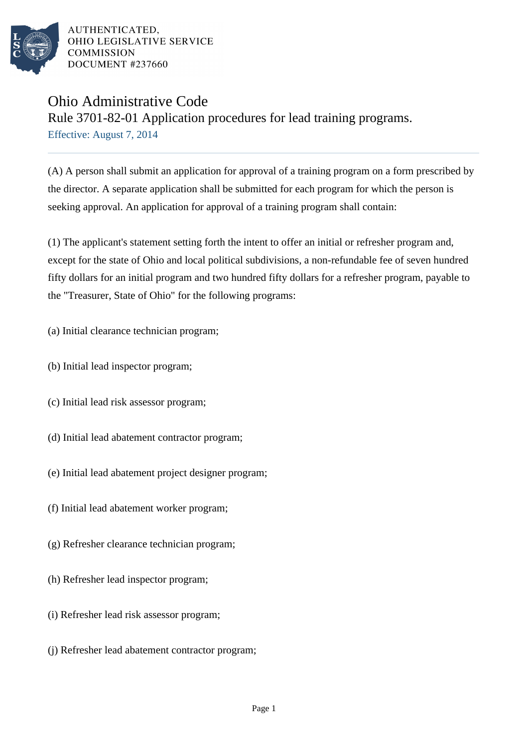AUTHENTICATED,
OHIO LEGISLATIVE SERVICE
COMMISSION
DOCUMENT #237660

# Ohio Administrative Code

## Rule 3701-82-01 Application procedures for lead training programs.

Effective: August 7, 2014

(A) A person shall submit an application for approval of a training program on a form prescribed by the director. A separate application shall be submitted for each program for which the person is seeking approval. An application for approval of a training program shall contain:

(1) The applicant's statement setting forth the intent to offer an initial or refresher program and, except for the state of Ohio and local political subdivisions, a non-refundable fee of seven hundred fifty dollars for an initial program and two hundred fifty dollars for a refresher program, payable to the "Treasurer, State of Ohio" for the following programs:

(a) Initial clearance technician program;

(b) Initial lead inspector program;

(c) Initial lead risk assessor program;

(d) Initial lead abatement contractor program;

(e) Initial lead abatement project designer program;

(f) Initial lead abatement worker program;

(g) Refresher clearance technician program;

(h) Refresher lead inspector program;

(i) Refresher lead risk assessor program;

(j) Refresher lead abatement contractor program;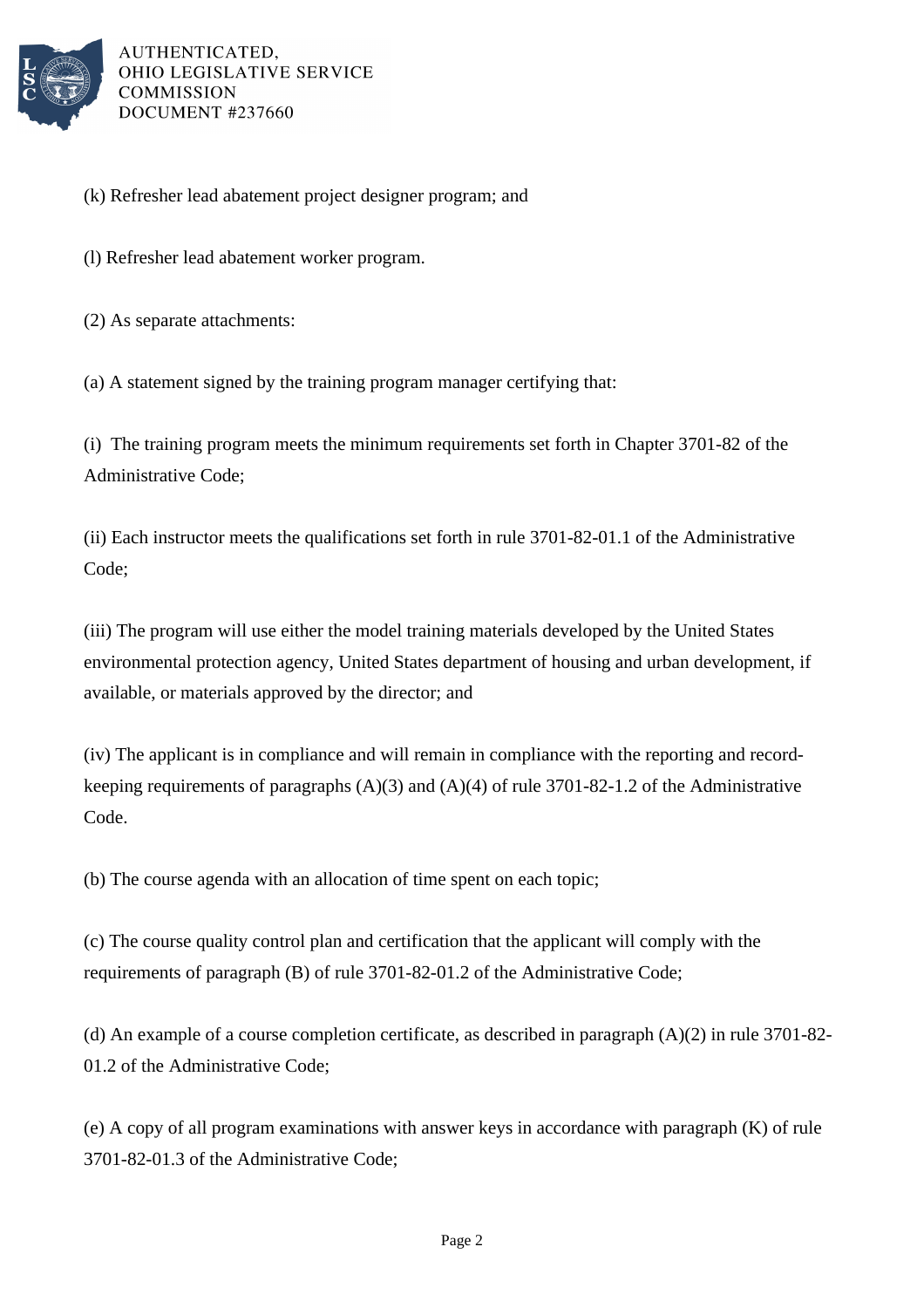(k) Refresher lead abatement project designer program; and

(l) Refresher lead abatement worker program.

(2) As separate attachments:

(a) A statement signed by the training program manager certifying that:

(i) The training program meets the minimum requirements set forth in Chapter 3701-82 of the Administrative Code;

(ii) Each instructor meets the qualifications set forth in rule 3701-82-01.1 of the Administrative Code;

(iii) The program will use either the model training materials developed by the United States environmental protection agency, United States department of housing and urban development, if available, or materials approved by the director; and

(iv) The applicant is in compliance and will remain in compliance with the reporting and record-keeping requirements of paragraphs (A)(3) and (A)(4) of rule 3701-82-1.2 of the Administrative Code.

(b) The course agenda with an allocation of time spent on each topic;

(c) The course quality control plan and certification that the applicant will comply with the requirements of paragraph (B) of rule 3701-82-01.2 of the Administrative Code;

(d) An example of a course completion certificate, as described in paragraph (A)(2) in rule 3701-82-01.2 of the Administrative Code;

(e) A copy of all program examinations with answer keys in accordance with paragraph (K) of rule 3701-82-01.3 of the Administrative Code;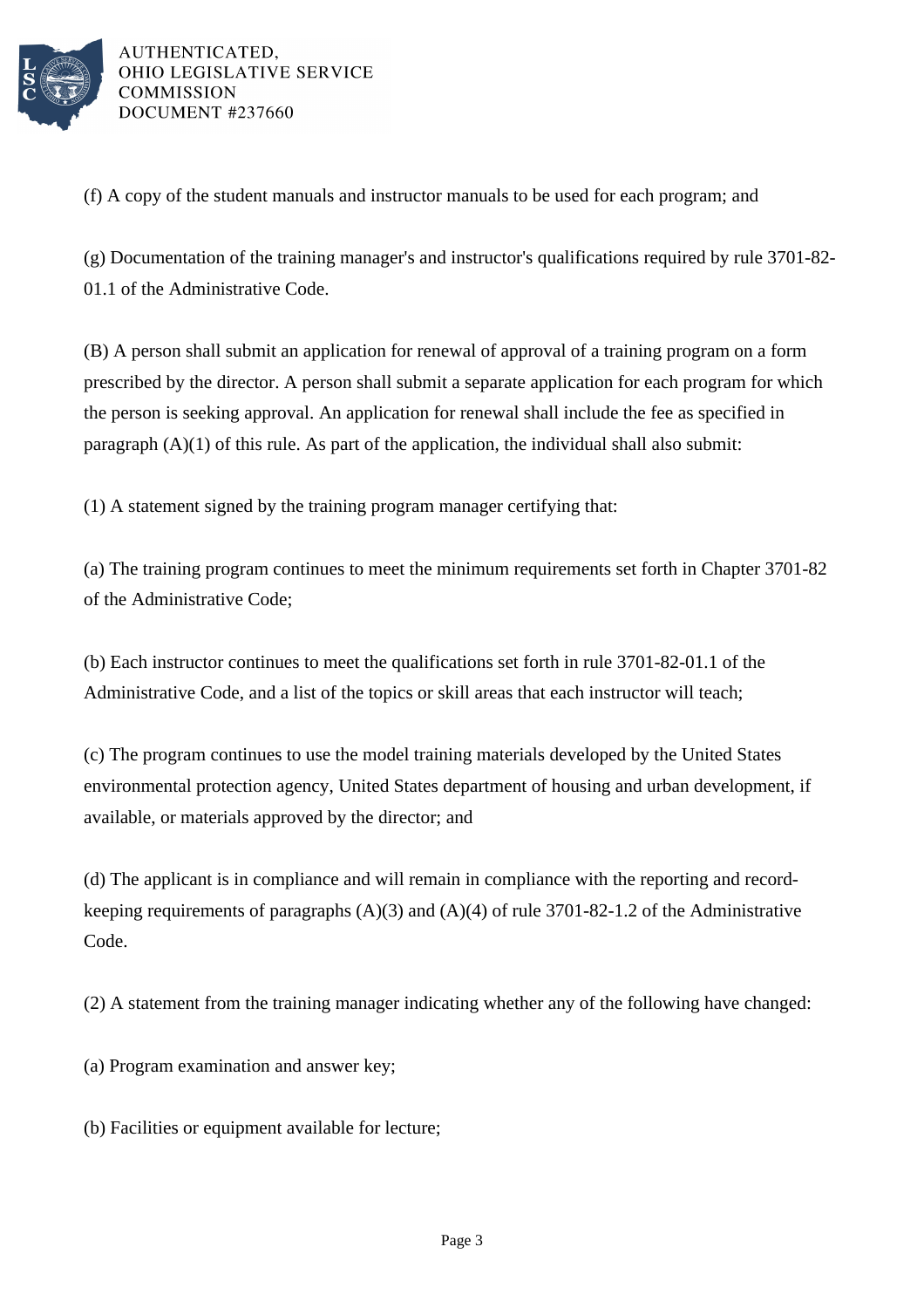(f) A copy of the student manuals and instructor manuals to be used for each program; and

(g) Documentation of the training manager's and instructor's qualifications required by rule 3701-82-01.1 of the Administrative Code.

(B) A person shall submit an application for renewal of approval of a training program on a form prescribed by the director. A person shall submit a separate application for each program for which the person is seeking approval. An application for renewal shall include the fee as specified in paragraph (A)(1) of this rule. As part of the application, the individual shall also submit:

(1) A statement signed by the training program manager certifying that:

(a) The training program continues to meet the minimum requirements set forth in Chapter 3701-82 of the Administrative Code;

(b) Each instructor continues to meet the qualifications set forth in rule 3701-82-01.1 of the Administrative Code, and a list of the topics or skill areas that each instructor will teach;

(c) The program continues to use the model training materials developed by the United States environmental protection agency, United States department of housing and urban development, if available, or materials approved by the director; and

(d) The applicant is in compliance and will remain in compliance with the reporting and record-keeping requirements of paragraphs (A)(3) and (A)(4) of rule 3701-82-1.2 of the Administrative Code.

(2) A statement from the training manager indicating whether any of the following have changed:

(a) Program examination and answer key;

(b) Facilities or equipment available for lecture;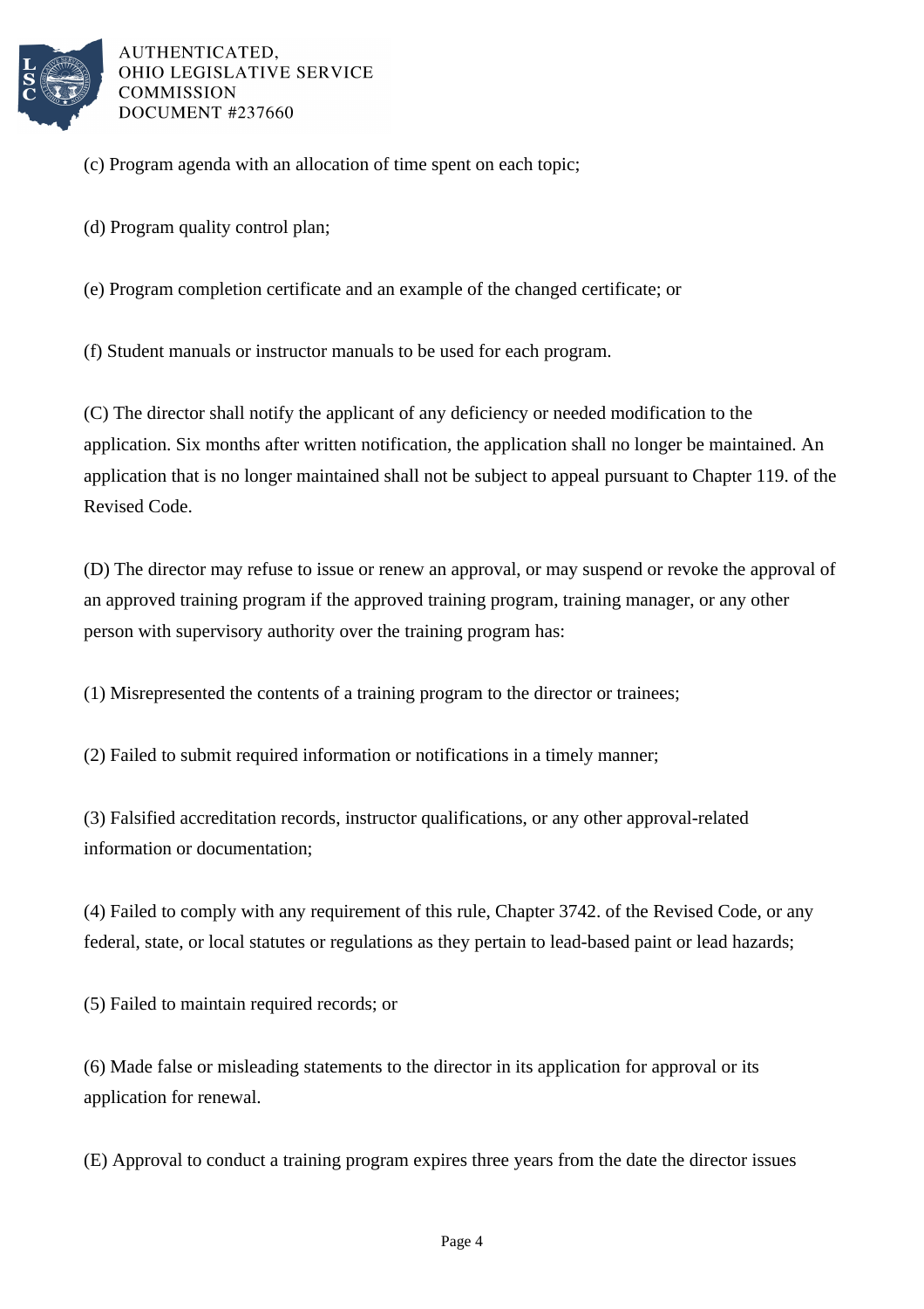(c) Program agenda with an allocation of time spent on each topic;

(d) Program quality control plan;

(e) Program completion certificate and an example of the changed certificate; or

(f) Student manuals or instructor manuals to be used for each program.

(C) The director shall notify the applicant of any deficiency or needed modification to the application. Six months after written notification, the application shall no longer be maintained. An application that is no longer maintained shall not be subject to appeal pursuant to Chapter 119. of the Revised Code.

(D) The director may refuse to issue or renew an approval, or may suspend or revoke the approval of an approved training program if the approved training program, training manager, or any other person with supervisory authority over the training program has:

(1) Misrepresented the contents of a training program to the director or trainees;

(2) Failed to submit required information or notifications in a timely manner;

(3) Falsified accreditation records, instructor qualifications, or any other approval-related information or documentation;

(4) Failed to comply with any requirement of this rule, Chapter 3742. of the Revised Code, or any federal, state, or local statutes or regulations as they pertain to lead-based paint or lead hazards;

(5) Failed to maintain required records; or

(6) Made false or misleading statements to the director in its application for approval or its application for renewal.

(E) Approval to conduct a training program expires three years from the date the director issues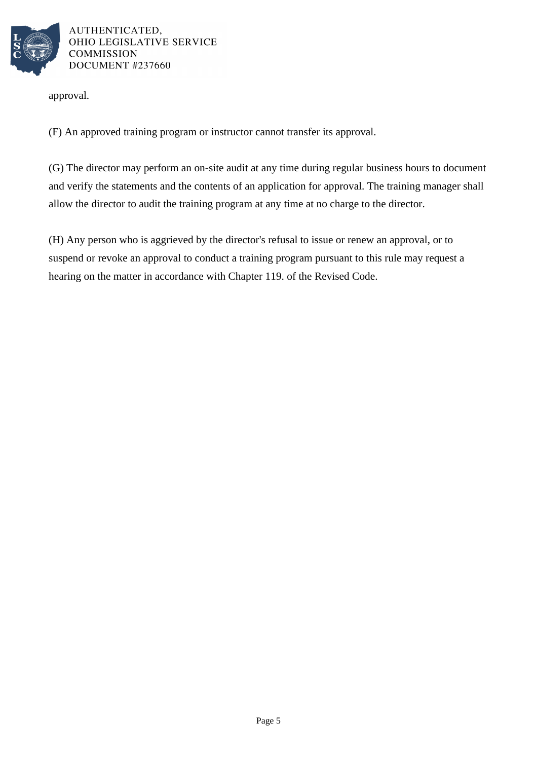approval.

(F) An approved training program or instructor cannot transfer its approval.

(G) The director may perform an on-site audit at any time during regular business hours to document and verify the statements and the contents of an application for approval. The training manager shall allow the director to audit the training program at any time at no charge to the director.

(H) Any person who is aggrieved by the director's refusal to issue or renew an approval, or to suspend or revoke an approval to conduct a training program pursuant to this rule may request a hearing on the matter in accordance with Chapter 119. of the Revised Code.